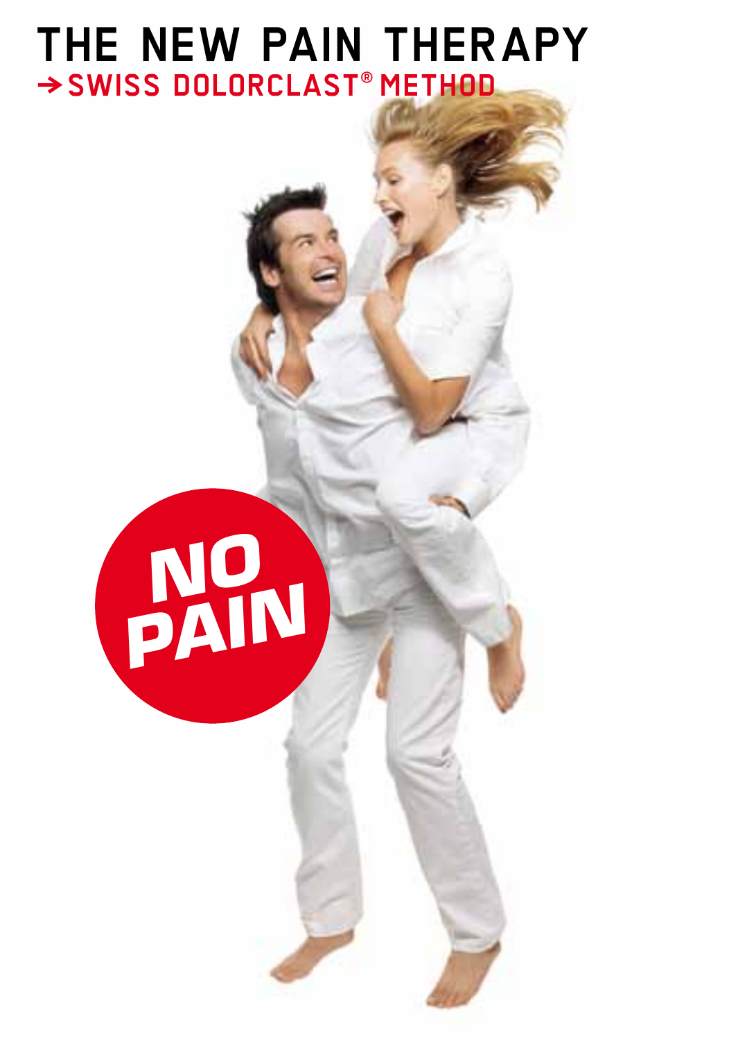# THE NEW PAIN THERAPY

## → SWISS DOLORCLAST® METHOD

**NO PAIN**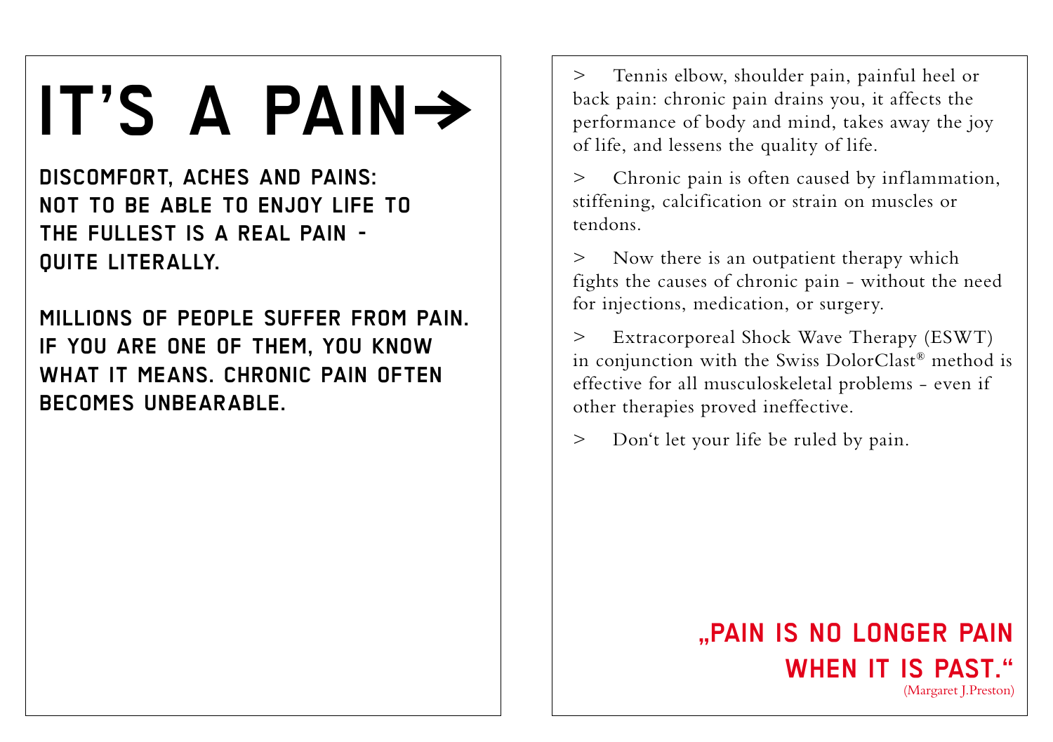# IT'S A PAIN→

**DISCOMFORT, ACHES AND PAINS: NOT TO BE ABLE TO ENJOY LIFE TO THE FULLEST IS A REAL PAIN - QUITE LITERALLY.**

**MILLIONS OF PEOPLE SUFFER FROM PAIN. IF YOU ARE ONE OF THEM, YOU KNOW WHAT IT MEANS. CHRONIC PAIN OFTEN BECOMES UNBEARABLE.**

> Tennis elbow, shoulder pain, painful heel or back pain: chronic pain drains you, it affects the performance of body and mind, takes away the joy of life, and lessens the quality of life.

> Chronic pain is often caused by inflammation, stiffening, calcification or strain on muscles or tendons.

> Now there is an outpatient therapy which fights the causes of chronic pain - without the need for injections, medication, or surgery.

> Extracorporeal Shock Wave Therapy (ESWT) in conjunction with the Swiss DolorClast® method is effective for all musculoskeletal problems - even if other therapies proved ineffective.

> Don't let your life be ruled by pain.

**„PAIN IS NO LONGER PAIN WHEN IT IS PAST."**

(Margaret J.Preston)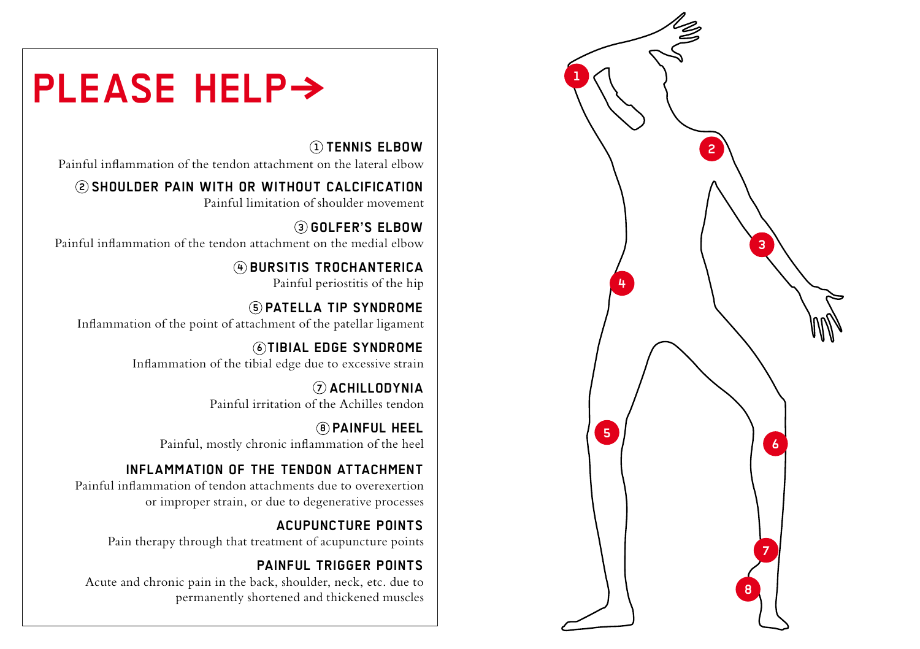# PLEASE HELP→

### ① TENNIS ELBOW

Painful inflammation of the tendon attachment on the lateral elbow

### ② SHOULDER PAIN WITH OR WITHOUT CALCIFICATION

Painful limitation of shoulder movement

### ③ GOLFER'S ELBOW

Painful inflammation of the tendon attachment on the medial elbow

### ④ BURSITIS TROCHANTERICA

Painful periostitis of the hip

### ⑤ PATELLA TIP SYNDROME

Inflammation of the point of attachment of the patellar ligament

### ⑥ TIBIAL EDGE SYNDROME

Inflammation of the tibial edge due to excessive strain

### ⑦ ACHILLODYNIA

Painful irritation of the Achilles tendon

### ⑧ PAINFUL HEEL

Painful, mostly chronic inflammation of the heel

### INFLAMMATION OF THE TENDON ATTACHMENT

Painful inflammation of tendon attachments due to overexertion or improper strain, or due to degenerative processes

### ACUPUNCTURE POINTS

Pain therapy through that treatment of acupuncture points

### PAINFUL TRIGGER POINTS

Acute and chronic pain in the back, shoulder, neck, etc. due to permanently shortened and thickened muscles

1

2

3

4

5

6

7

8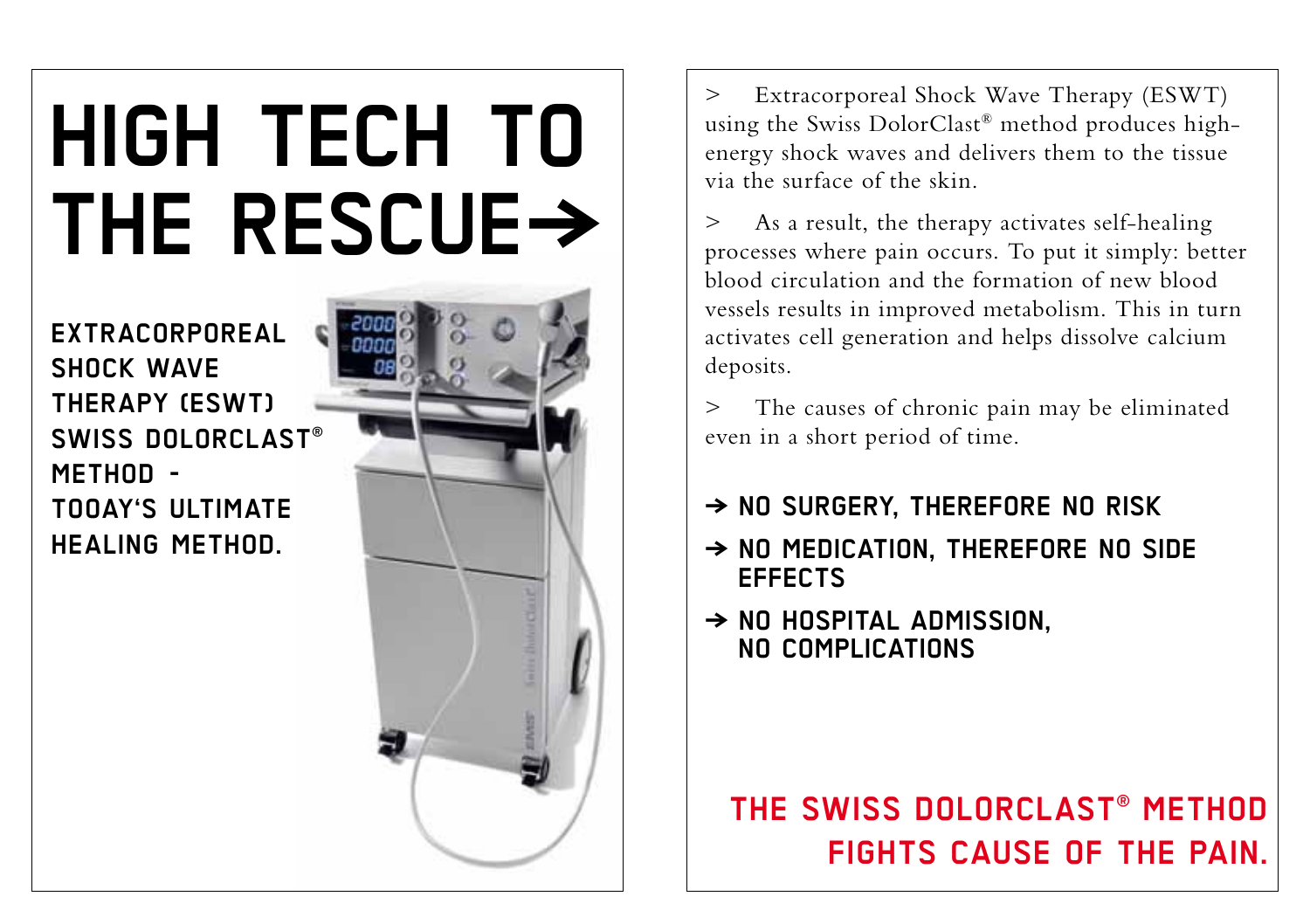# HIGH TECH TO THE RESCUE→

**EXTRACORPOREAL SHOCK WAVE THERAPY (ESWT) SWISS DOLORCLAST® METHOD - TODAY'S ULTIMATE HEALING METHOD.**

> Extracorporeal Shock Wave Therapy (ESWT) using the Swiss DolorClast® method produces high-energy shock waves and delivers them to the tissue via the surface of the skin.

> As a result, the therapy activates self-healing processes where pain occurs. To put it simply: better blood circulation and the formation of new blood vessels results in improved metabolism. This in turn activates cell generation and helps dissolve calcium deposits.

> The causes of chronic pain may be eliminated even in a short period of time.

- → **NO SURGERY, THEREFORE NO RISK**
- → **NO MEDICATION, THEREFORE NO SIDE EFFECTS**
- → **NO HOSPITAL ADMISSION, NO COMPLICATIONS**

**THE SWISS DOLORCLAST® METHOD FIGHTS CAUSE OF THE PAIN.**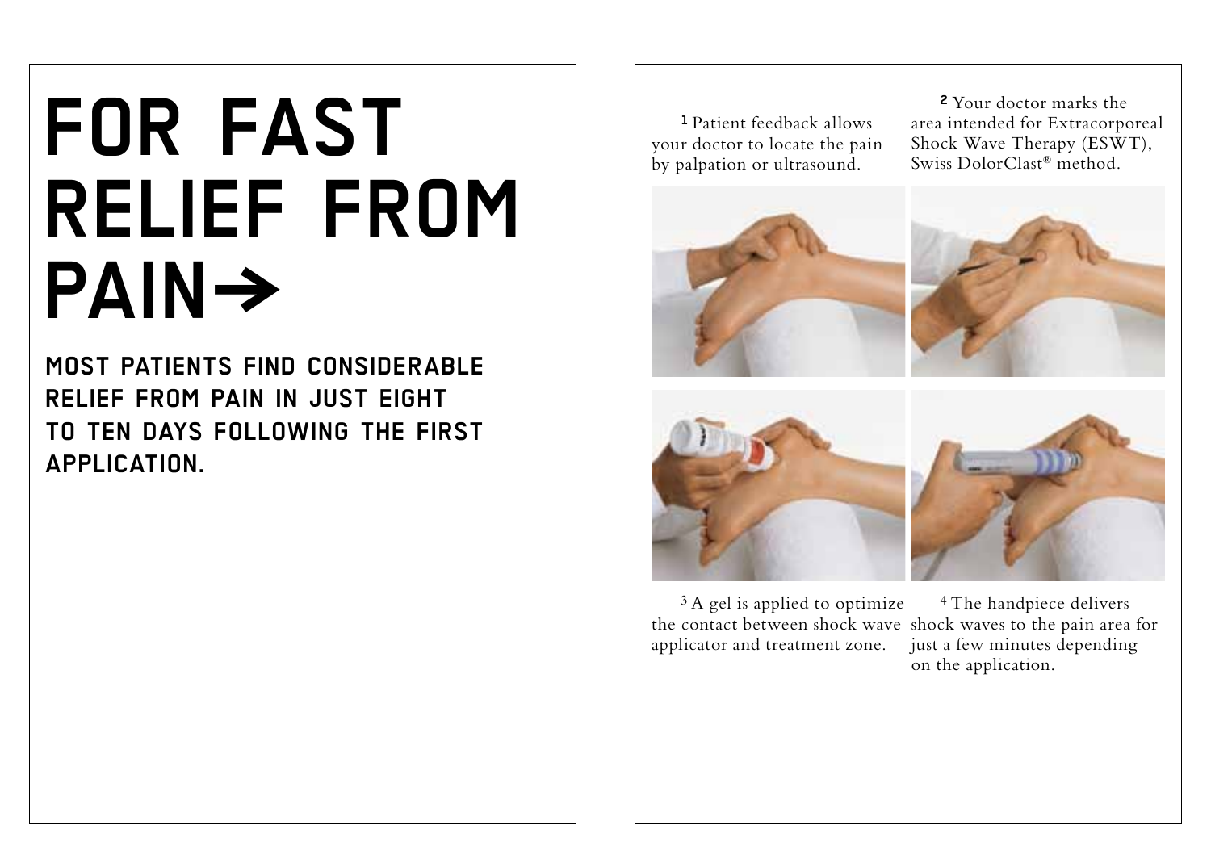# FOR FAST RELIEF FROM PAIN→

**MOST PATIENTS FIND CONSIDERABLE RELIEF FROM PAIN IN JUST EIGHT TO TEN DAYS FOLLOWING THE FIRST APPLICATION.**

1 Patient feedback allows your doctor to locate the pain by palpation or ultrasound.

2 Your doctor marks the area intended for Extracorporeal Shock Wave Therapy (ESWT), Swiss DolorClast® method.

3 A gel is applied to optimize the contact between shock wave applicator and treatment zone.

4 The handpiece delivers shock waves to the pain area for just a few minutes depending on the application.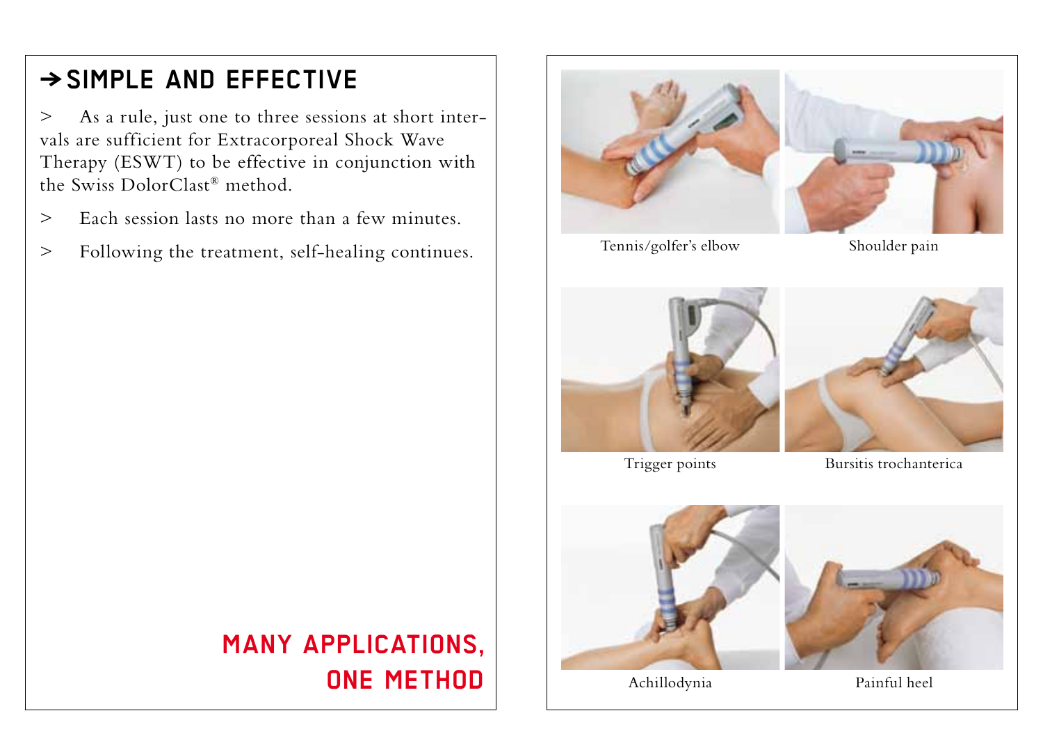## → SIMPLE AND EFFECTIVE

- As a rule, just one to three sessions at short intervals are sufficient for Extracorporeal Shock Wave Therapy (ESWT) to be effective in conjunction with the Swiss DolorClast® method.
- Each session lasts no more than a few minutes.
- Following the treatment, self-healing continues.

## MANY APPLICATIONS, ONE METHOD

Tennis/golfer's elbow

Shoulder pain

Trigger points

Bursitis trochanterica

Achillodynia

Painful heel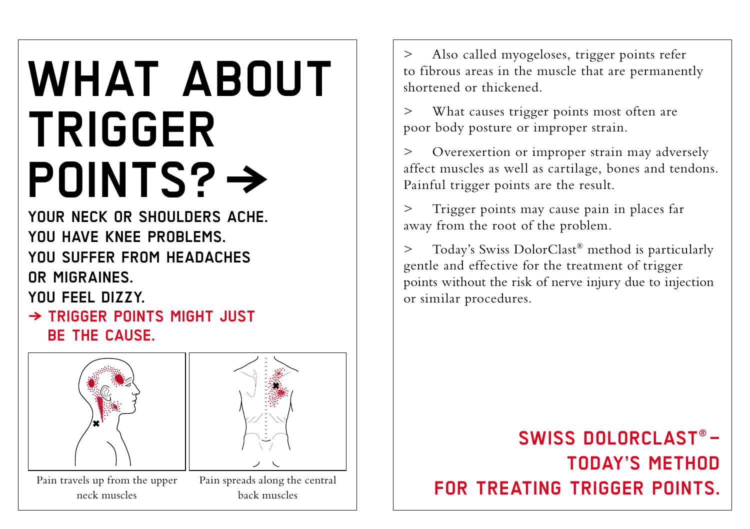# WHAT ABOUT TRIGGER POINTS? →

**YOUR NECK OR SHOULDERS ACHE.**
**YOU HAVE KNEE PROBLEMS.**
**YOU SUFFER FROM HEADACHES OR MIGRAINES.**
**YOU FEEL DIZZY.**
**→ TRIGGER POINTS MIGHT JUST BE THE CAUSE.**

Pain travels up from the upper neck muscles

Pain spreads along the central back muscles

> Also called myogeloses, trigger points refer to fibrous areas in the muscle that are permanently shortened or thickened.

> What causes trigger points most often are poor body posture or improper strain.

> Overexertion or improper strain may adversely affect muscles as well as cartilage, bones and tendons. Painful trigger points are the result.

> Trigger points may cause pain in places far away from the root of the problem.

> Today's Swiss DolorClast® method is particularly gentle and effective for the treatment of trigger points without the risk of nerve injury due to injection or similar procedures.

## SWISS DOLORCLAST® – TODAY'S METHOD FOR TREATING TRIGGER POINTS.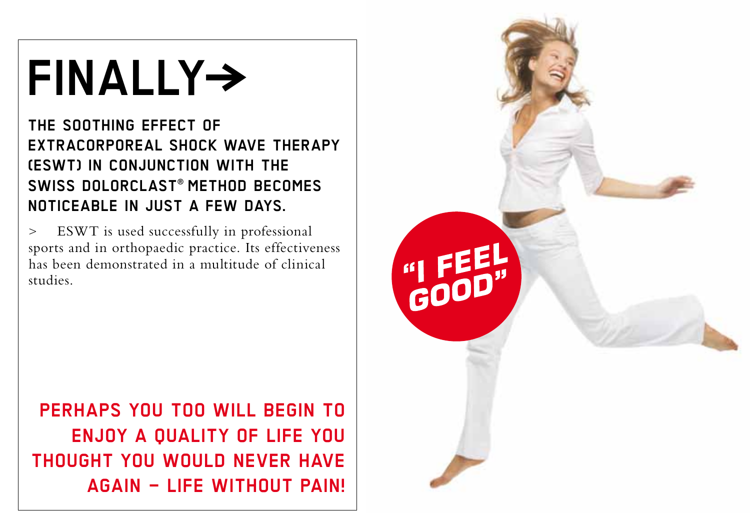# FINALLY→

## THE SOOTHING EFFECT OF EXTRACORPOREAL SHOCK WAVE THERAPY (ESWT) IN CONJUNCTION WITH THE SWISS DOLORCLAST® METHOD BECOMES NOTICEABLE IN JUST A FEW DAYS.

> ESWT is used successfully in professional sports and in orthopaedic practice. Its effectiveness has been demonstrated in a multitude of clinical studies.

**PERHAPS YOU TOO WILL BEGIN TO ENJOY A QUALITY OF LIFE YOU THOUGHT YOU WOULD NEVER HAVE AGAIN – LIFE WITHOUT PAIN!**

**"I FEEL GOOD"**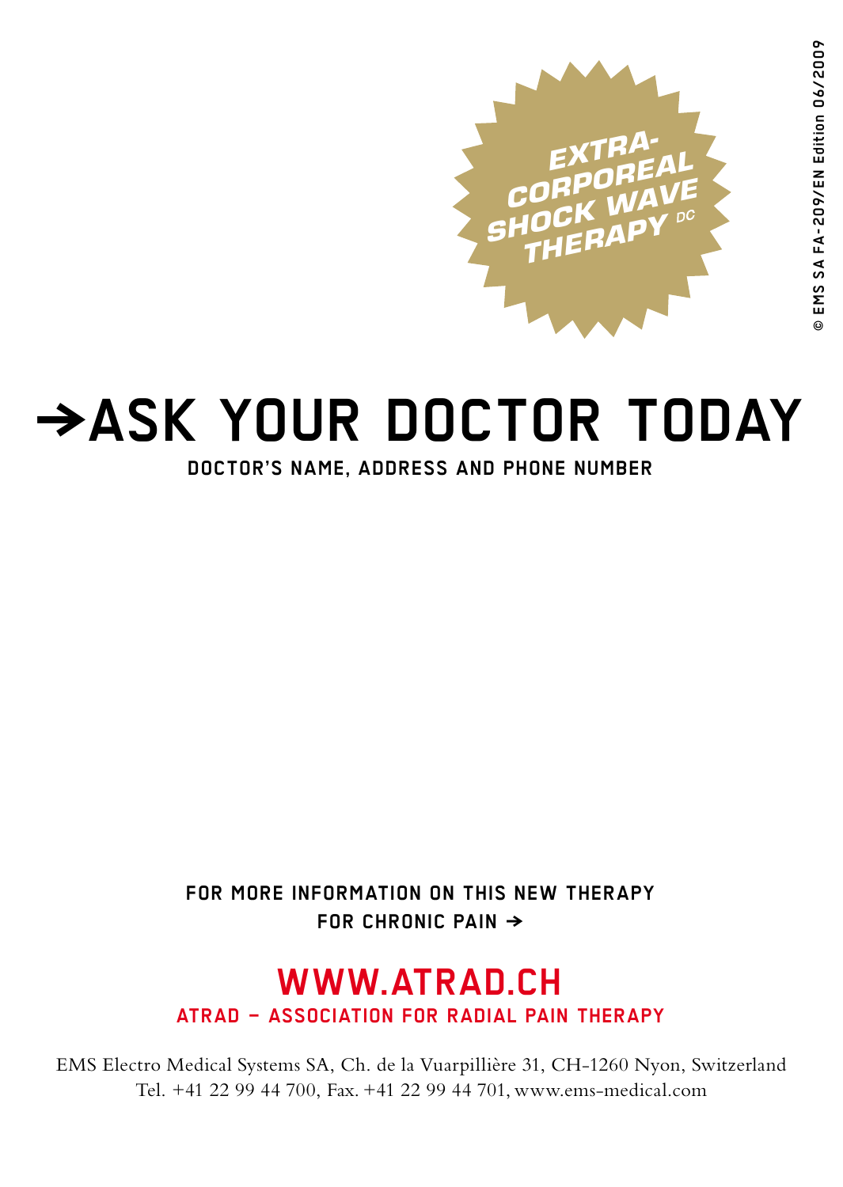EXTRA-CORPOREAL SHOCK WAVE THERAPY [DC]

© EMS SA FA-209/EN Edition 06/2009

# →ASK YOUR DOCTOR TODAY

**DOCTOR'S NAME, ADDRESS AND PHONE NUMBER**

**FOR MORE INFORMATION ON THIS NEW THERAPY FOR CHRONIC PAIN →**

## WWW.ATRAD.CH

**ATRAD – ASSOCIATION FOR RADIAL PAIN THERAPY**

EMS Electro Medical Systems SA, Ch. de la Vuarpillière 31, CH-1260 Nyon, Switzerland
Tel. +41 22 99 44 700, Fax. +41 22 99 44 701, www.ems-medical.com